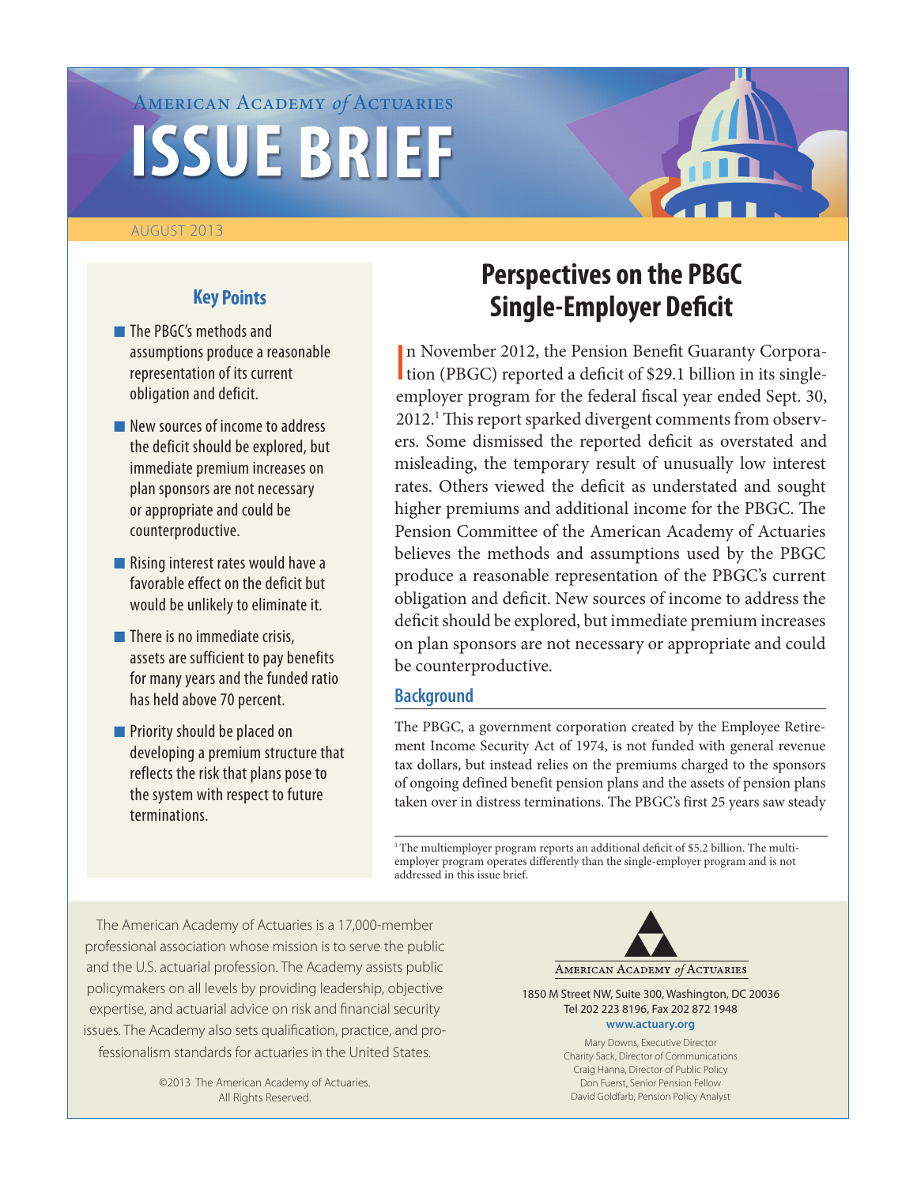American Academy *of* Actuaries

# ISSUE BRIEF

AUGUST 2013

## Perspectives on the PBGC Single-Employer Deficit

### Key Points

- The PBGC's methods and assumptions produce a reasonable representation of its current obligation and deficit.
- New sources of income to address the deficit should be explored, but immediate premium increases on plan sponsors are not necessary or appropriate and could be counterproductive.
- Rising interest rates would have a favorable effect on the deficit but would be unlikely to eliminate it.
- There is no immediate crisis, assets are sufficient to pay benefits for many years and the funded ratio has held above 70 percent.
- Priority should be placed on developing a premium structure that reflects the risk that plans pose to the system with respect to future terminations.

In November 2012, the Pension Benefit Guaranty Corporation (PBGC) reported a deficit of $29.1 billion in its single-employer program for the federal fiscal year ended Sept. 30, 2012.[1] This report sparked divergent comments from observers. Some dismissed the reported deficit as overstated and misleading, the temporary result of unusually low interest rates. Others viewed the deficit as understated and sought higher premiums and additional income for the PBGC. The Pension Committee of the American Academy of Actuaries believes the methods and assumptions used by the PBGC produce a reasonable representation of the PBGC's current obligation and deficit. New sources of income to address the deficit should be explored, but immediate premium increases on plan sponsors are not necessary or appropriate and could be counterproductive.

### Background

The PBGC, a government corporation created by the Employee Retirement Income Security Act of 1974, is not funded with general revenue tax dollars, but instead relies on the premiums charged to the sponsors of ongoing defined benefit pension plans and the assets of pension plans taken over in distress terminations. The PBGC's first 25 years saw steady

[1] The multiemployer program reports an additional deficit of $5.2 billion. The multiemployer program operates differently than the single-employer program and is not addressed in this issue brief.

The American Academy of Actuaries is a 17,000-member professional association whose mission is to serve the public and the U.S. actuarial profession. The Academy assists public policymakers on all levels by providing leadership, objective expertise, and actuarial advice on risk and financial security issues. The Academy also sets qualification, practice, and professionalism standards for actuaries in the United States.

©2013 The American Academy of Actuaries. All Rights Reserved.

American Academy *of* Actuaries

1850 M Street NW, Suite 300, Washington, DC 20036
Tel 202 223 8196, Fax 202 872 1948
**www.actuary.org**

Mary Downs, Executive Director
Charity Sack, Director of Communications
Craig Hanna, Director of Public Policy
Don Fuerst, Senior Pension Fellow
David Goldfarb, Pension Policy Analyst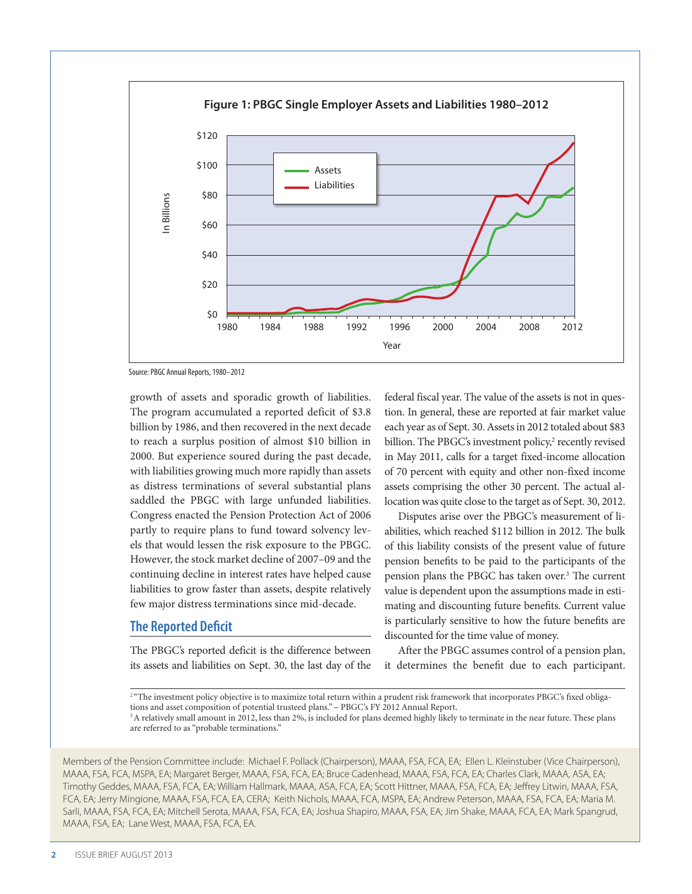**Figure 1: PBGC Single Employer Assets and Liabilities 1980–2012**

Source: PBGC Annual Reports, 1980–2012

growth of assets and sporadic growth of liabilities. The program accumulated a reported deficit of $3.8 billion by 1986, and then recovered in the next decade to reach a surplus position of almost $10 billion in 2000. But experience soured during the past decade, with liabilities growing much more rapidly than assets as distress terminations of several substantial plans saddled the PBGC with large unfunded liabilities. Congress enacted the Pension Protection Act of 2006 partly to require plans to fund toward solvency levels that would lessen the risk exposure to the PBGC. However, the stock market decline of 2007–09 and the continuing decline in interest rates have helped cause liabilities to grow faster than assets, despite relatively few major distress terminations since mid-decade.

## The Reported Deficit

The PBGC's reported deficit is the difference between its assets and liabilities on Sept. 30, the last day of the federal fiscal year. The value of the assets is not in question. In general, these are reported at fair market value each year as of Sept. 30. Assets in 2012 totaled about $83 billion. The PBGC's investment policy,[2] recently revised in May 2011, calls for a target fixed-income allocation of 70 percent with equity and other non-fixed income assets comprising the other 30 percent. The actual allocation was quite close to the target as of Sept. 30, 2012.

Disputes arise over the PBGC's measurement of liabilities, which reached $112 billion in 2012. The bulk of this liability consists of the present value of future pension benefits to be paid to the participants of the pension plans the PBGC has taken over.[3] The current value is dependent upon the assumptions made in estimating and discounting future benefits. Current value is particularly sensitive to how the future benefits are discounted for the time value of money.

After the PBGC assumes control of a pension plan, it determines the benefit due to each participant.

[2] "The investment policy objective is to maximize total return within a prudent risk framework that incorporates PBGC's fixed obligations and asset composition of potential trusteed plans." – PBGC's FY 2012 Annual Report.

[3] A relatively small amount in 2012, less than 2%, is included for plans deemed highly likely to terminate in the near future. These plans are referred to as "probable terminations."

Members of the Pension Committee include: Michael F. Pollack (Chairperson), MAAA, FSA, FCA, EA; Ellen L. Kleinstuber (Vice Chairperson), MAAA, FSA, FCA, MSPA, EA; Margaret Berger, MAAA, FSA, FCA, EA; Bruce Cadenhead, MAAA, FSA, FCA, EA; Charles Clark, MAAA, ASA, EA; Timothy Geddes, MAAA, FSA, FCA, EA; William Hallmark, MAAA, ASA, FCA, EA; Scott Hittner, MAAA, FSA, FCA, EA; Jeffrey Litwin, MAAA, FSA, FCA, EA; Jerry Mingione, MAAA, FSA, FCA, EA, CERA; Keith Nichols, MAAA, FCA, MSPA, EA; Andrew Peterson, MAAA, FSA, FCA, EA; Maria M. Sarli, MAAA, FSA, FCA, EA; Mitchell Serota, MAAA, FSA, FCA, EA; Joshua Shapiro, MAAA, FSA, EA; Jim Shake, MAAA, FCA, EA; Mark Spangrud, MAAA, FSA, EA; Lane West, MAAA, FSA, FCA, EA.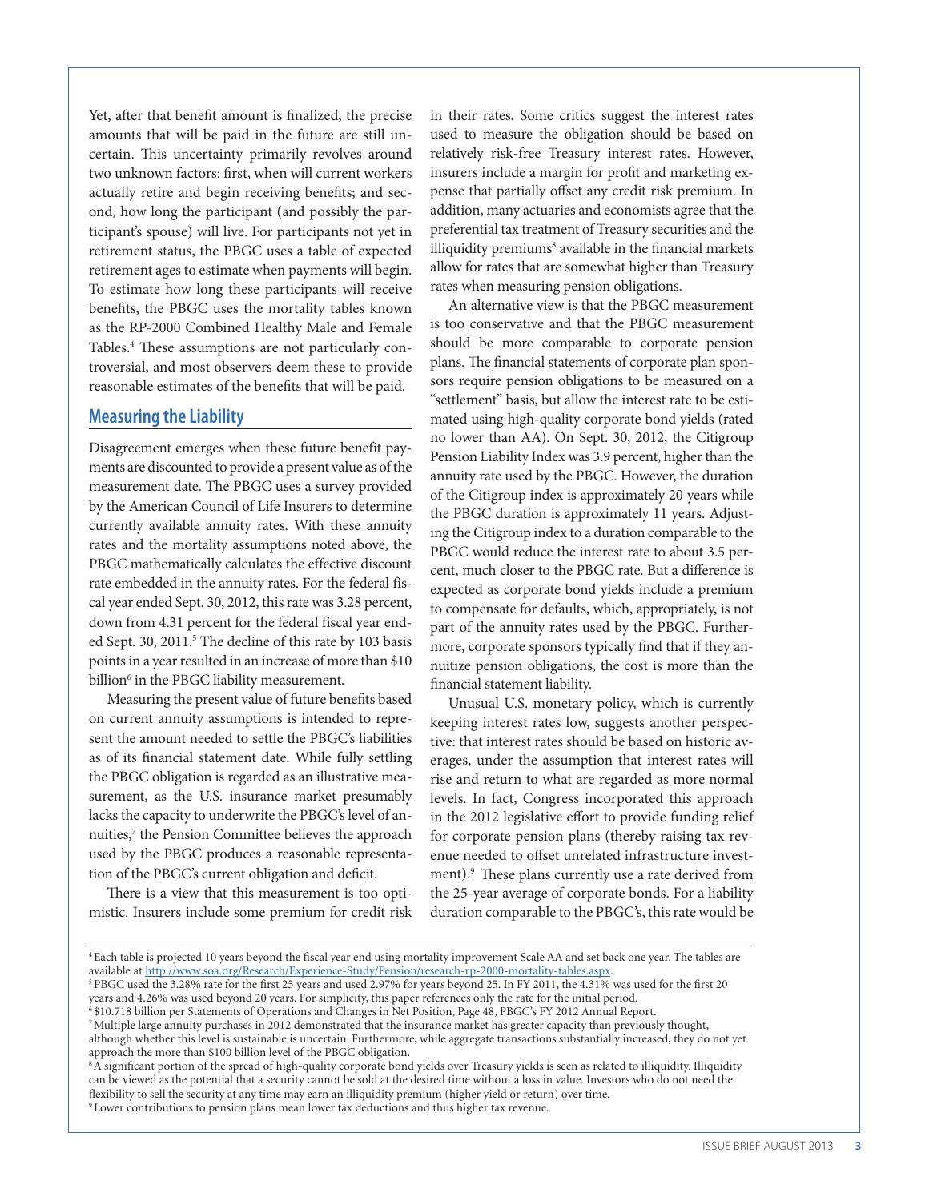Yet, after that benefit amount is finalized, the precise amounts that will be paid in the future are still uncertain. This uncertainty primarily revolves around two unknown factors: first, when will current workers actually retire and begin receiving benefits; and second, how long the participant (and possibly the participant's spouse) will live. For participants not yet in retirement status, the PBGC uses a table of expected retirement ages to estimate when payments will begin. To estimate how long these participants will receive benefits, the PBGC uses the mortality tables known as the RP-2000 Combined Healthy Male and Female Tables.[4] These assumptions are not particularly controversial, and most observers deem these to provide reasonable estimates of the benefits that will be paid.

## Measuring the Liability

Disagreement emerges when these future benefit payments are discounted to provide a present value as of the measurement date. The PBGC uses a survey provided by the American Council of Life Insurers to determine currently available annuity rates. With these annuity rates and the mortality assumptions noted above, the PBGC mathematically calculates the effective discount rate embedded in the annuity rates. For the federal fiscal year ended Sept. 30, 2012, this rate was 3.28 percent, down from 4.31 percent for the federal fiscal year ended Sept. 30, 2011.[5] The decline of this rate by 103 basis points in a year resulted in an increase of more than $10 billion[6] in the PBGC liability measurement.

Measuring the present value of future benefits based on current annuity assumptions is intended to represent the amount needed to settle the PBGC's liabilities as of its financial statement date. While fully settling the PBGC obligation is regarded as an illustrative measurement, as the U.S. insurance market presumably lacks the capacity to underwrite the PBGC's level of annuities,[7] the Pension Committee believes the approach used by the PBGC produces a reasonable representation of the PBGC's current obligation and deficit.

There is a view that this measurement is too optimistic. Insurers include some premium for credit risk in their rates. Some critics suggest the interest rates used to measure the obligation should be based on relatively risk-free Treasury interest rates. However, insurers include a margin for profit and marketing expense that partially offset any credit risk premium. In addition, many actuaries and economists agree that the preferential tax treatment of Treasury securities and the illiquidity premiums[8] available in the financial markets allow for rates that are somewhat higher than Treasury rates when measuring pension obligations.

An alternative view is that the PBGC measurement is too conservative and that the PBGC measurement should be more comparable to corporate pension plans. The financial statements of corporate plan sponsors require pension obligations to be measured on a "settlement" basis, but allow the interest rate to be estimated using high-quality corporate bond yields (rated no lower than AA). On Sept. 30, 2012, the Citigroup Pension Liability Index was 3.9 percent, higher than the annuity rate used by the PBGC. However, the duration of the Citigroup index is approximately 20 years while the PBGC duration is approximately 11 years. Adjusting the Citigroup index to a duration comparable to the PBGC would reduce the interest rate to about 3.5 percent, much closer to the PBGC rate. But a difference is expected as corporate bond yields include a premium to compensate for defaults, which, appropriately, is not part of the annuity rates used by the PBGC. Furthermore, corporate sponsors typically find that if they annuitize pension obligations, the cost is more than the financial statement liability.

Unusual U.S. monetary policy, which is currently keeping interest rates low, suggests another perspective: that interest rates should be based on historic averages, under the assumption that interest rates will rise and return to what are regarded as more normal levels. In fact, Congress incorporated this approach in the 2012 legislative effort to provide funding relief for corporate pension plans (thereby raising tax revenue needed to offset unrelated infrastructure investment).[9] These plans currently use a rate derived from the 25-year average of corporate bonds. For a liability duration comparable to the PBGC's, this rate would be

---

[4] Each table is projected 10 years beyond the fiscal year end using mortality improvement Scale AA and set back one year. The tables are available at http://www.soa.org/Research/Experience-Study/Pension/research-rp-2000-mortality-tables.aspx.

[5] PBGC used the 3.28% rate for the first 25 years and used 2.97% for years beyond 25. In FY 2011, the 4.31% was used for the first 20 years and 4.26% was used beyond 20 years. For simplicity, this paper references only the rate for the initial period.

[6] $10.718 billion per Statements of Operations and Changes in Net Position, Page 48, PBGC's FY 2012 Annual Report.

[7] Multiple large annuity purchases in 2012 demonstrated that the insurance market has greater capacity than previously thought, although whether this level is sustainable is uncertain. Furthermore, while aggregate transactions substantially increased, they do not yet approach the more than $100 billion level of the PBGC obligation.

[8] A significant portion of the spread of high-quality corporate bond yields over Treasury yields is seen as related to illiquidity. Illiquidity can be viewed as the potential that a security cannot be sold at the desired time without a loss in value. Investors who do not need the flexibility to sell the security at any time may earn an illiquidity premium (higher yield or return) over time.

[9] Lower contributions to pension plans mean lower tax deductions and thus higher tax revenue.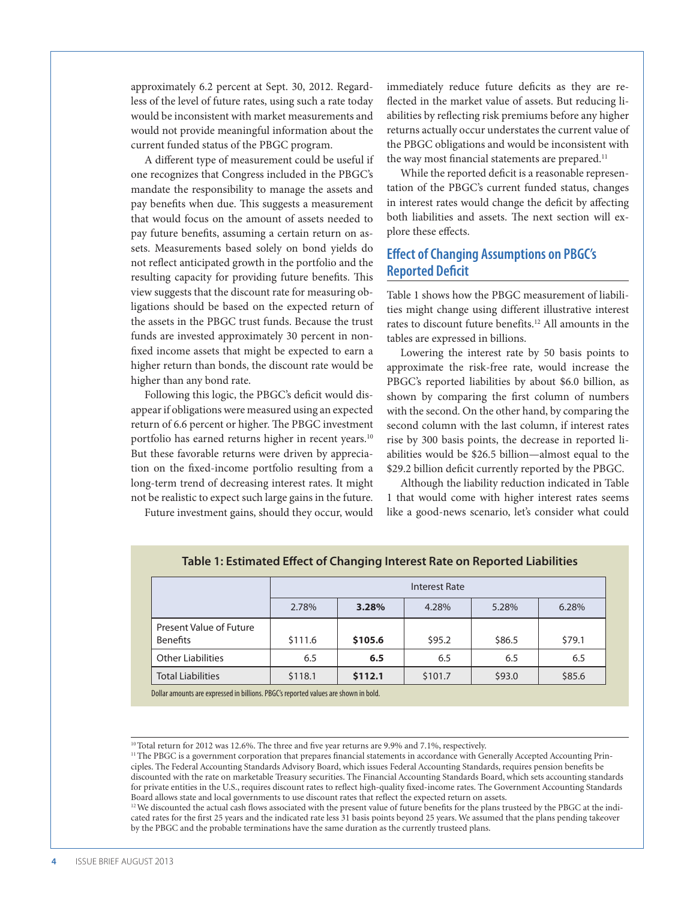approximately 6.2 percent at Sept. 30, 2012. Regardless of the level of future rates, using such a rate today would be inconsistent with market measurements and would not provide meaningful information about the current funded status of the PBGC program.

A different type of measurement could be useful if one recognizes that Congress included in the PBGC's mandate the responsibility to manage the assets and pay benefits when due. This suggests a measurement that would focus on the amount of assets needed to pay future benefits, assuming a certain return on assets. Measurements based solely on bond yields do not reflect anticipated growth in the portfolio and the resulting capacity for providing future benefits. This view suggests that the discount rate for measuring obligations should be based on the expected return of the assets in the PBGC trust funds. Because the trust funds are invested approximately 30 percent in non-fixed income assets that might be expected to earn a higher return than bonds, the discount rate would be higher than any bond rate.

Following this logic, the PBGC's deficit would disappear if obligations were measured using an expected return of 6.6 percent or higher. The PBGC investment portfolio has earned returns higher in recent years.[10] But these favorable returns were driven by appreciation on the fixed-income portfolio resulting from a long-term trend of decreasing interest rates. It might not be realistic to expect such large gains in the future.

Future investment gains, should they occur, would immediately reduce future deficits as they are reflected in the market value of assets. But reducing liabilities by reflecting risk premiums before any higher returns actually occur understates the current value of the PBGC obligations and would be inconsistent with the way most financial statements are prepared.[11]

While the reported deficit is a reasonable representation of the PBGC's current funded status, changes in interest rates would change the deficit by affecting both liabilities and assets. The next section will explore these effects.

## Effect of Changing Assumptions on PBGC's Reported Deficit

Table 1 shows how the PBGC measurement of liabilities might change using different illustrative interest rates to discount future benefits.[12] All amounts in the tables are expressed in billions.

Lowering the interest rate by 50 basis points to approximate the risk-free rate, would increase the PBGC's reported liabilities by about $6.0 billion, as shown by comparing the first column of numbers with the second. On the other hand, by comparing the second column with the last column, if interest rates rise by 300 basis points, the decrease in reported liabilities would be $26.5 billion—almost equal to the $29.2 billion deficit currently reported by the PBGC.

Although the liability reduction indicated in Table 1 that would come with higher interest rates seems like a good-news scenario, let's consider what could

**Table 1: Estimated Effect of Changing Interest Rate on Reported Liabilities**

| | Interest Rate | | | | |
|---|---|---|---|---|---|
| | 2.78% | **3.28%** | 4.28% | 5.28% | 6.28% |
| Present Value of Future Benefits | $111.6 | **$105.6** | $95.2 | $86.5 | $79.1 |
| Other Liabilities | 6.5 | **6.5** | 6.5 | 6.5 | 6.5 |
| Total Liabilities | $118.1 | **$112.1** | $101.7 | $93.0 | $85.6 |

Dollar amounts are expressed in billions. PBGC's reported values are shown in bold.

---

[10] Total return for 2012 was 12.6%. The three and five year returns are 9.9% and 7.1%, respectively.

[11] The PBGC is a government corporation that prepares financial statements in accordance with Generally Accepted Accounting Principles. The Federal Accounting Standards Advisory Board, which issues Federal Accounting Standards, requires pension benefits be discounted with the rate on marketable Treasury securities. The Financial Accounting Standards Board, which sets accounting standards for private entities in the U.S., requires discount rates to reflect high-quality fixed-income rates. The Government Accounting Standards Board allows state and local governments to use discount rates that reflect the expected return on assets.

[12] We discounted the actual cash flows associated with the present value of future benefits for the plans trusteed by the PBGC at the indicated rates for the first 25 years and the indicated rate less 31 basis points beyond 25 years. We assumed that the plans pending takeover by the PBGC and the probable terminations have the same duration as the currently trusteed plans.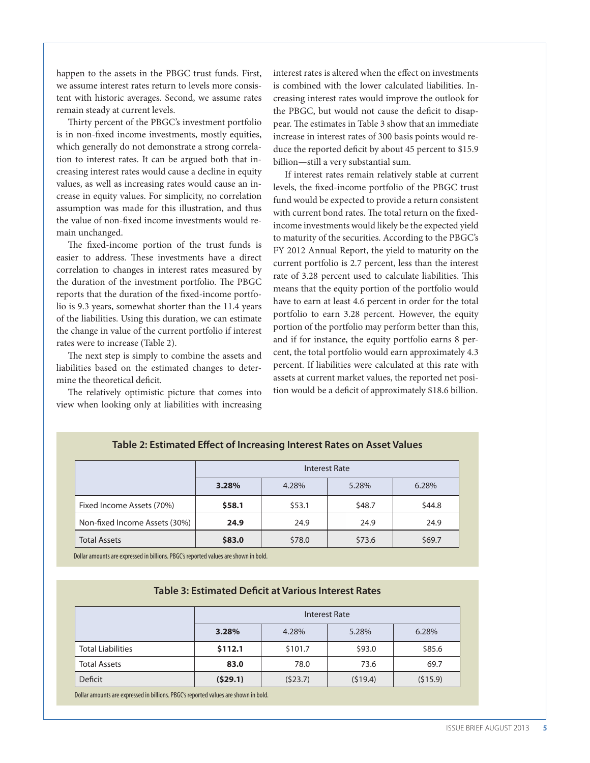happen to the assets in the PBGC trust funds. First, we assume interest rates return to levels more consistent with historic averages. Second, we assume rates remain steady at current levels.

Thirty percent of the PBGC's investment portfolio is in non-fixed income investments, mostly equities, which generally do not demonstrate a strong correlation to interest rates. It can be argued both that increasing interest rates would cause a decline in equity values, as well as increasing rates would cause an increase in equity values. For simplicity, no correlation assumption was made for this illustration, and thus the value of non-fixed income investments would remain unchanged.

The fixed-income portion of the trust funds is easier to address. These investments have a direct correlation to changes in interest rates measured by the duration of the investment portfolio. The PBGC reports that the duration of the fixed-income portfolio is 9.3 years, somewhat shorter than the 11.4 years of the liabilities. Using this duration, we can estimate the change in value of the current portfolio if interest rates were to increase (Table 2).

The next step is simply to combine the assets and liabilities based on the estimated changes to determine the theoretical deficit.

The relatively optimistic picture that comes into view when looking only at liabilities with increasing interest rates is altered when the effect on investments is combined with the lower calculated liabilities. Increasing interest rates would improve the outlook for the PBGC, but would not cause the deficit to disappear. The estimates in Table 3 show that an immediate increase in interest rates of 300 basis points would reduce the reported deficit by about 45 percent to $15.9 billion—still a very substantial sum.

If interest rates remain relatively stable at current levels, the fixed-income portfolio of the PBGC trust fund would be expected to provide a return consistent with current bond rates. The total return on the fixed-income investments would likely be the expected yield to maturity of the securities. According to the PBGC's FY 2012 Annual Report, the yield to maturity on the current portfolio is 2.7 percent, less than the interest rate of 3.28 percent used to calculate liabilities. This means that the equity portion of the portfolio would have to earn at least 4.6 percent in order for the total portfolio to earn 3.28 percent. However, the equity portion of the portfolio may perform better than this, and if for instance, the equity portfolio earns 8 percent, the total portfolio would earn approximately 4.3 percent. If liabilities were calculated at this rate with assets at current market values, the reported net position would be a deficit of approximately $18.6 billion.

**Table 2: Estimated Effect of Increasing Interest Rates on Asset Values**

| | Interest Rate | | | |
|---|---|---|---|---|
| | **3.28%** | 4.28% | 5.28% | 6.28% |
| Fixed Income Assets (70%) | **$58.1** | $53.1 | $48.7 | $44.8 |
| Non-fixed Income Assets (30%) | **24.9** | 24.9 | 24.9 | 24.9 |
| Total Assets | **$83.0** | $78.0 | $73.6 | $69.7 |

Dollar amounts are expressed in billions. PBGC's reported values are shown in bold.

**Table 3: Estimated Deficit at Various Interest Rates**

| | Interest Rate | | | |
|---|---|---|---|---|
| | **3.28%** | 4.28% | 5.28% | 6.28% |
| Total Liabilities | **$112.1** | $101.7 | $93.0 | $85.6 |
| Total Assets | **83.0** | 78.0 | 73.6 | 69.7 |
| Deficit | **($29.1)** | ($23.7) | ($19.4) | ($15.9) |

Dollar amounts are expressed in billions. PBGC's reported values are shown in bold.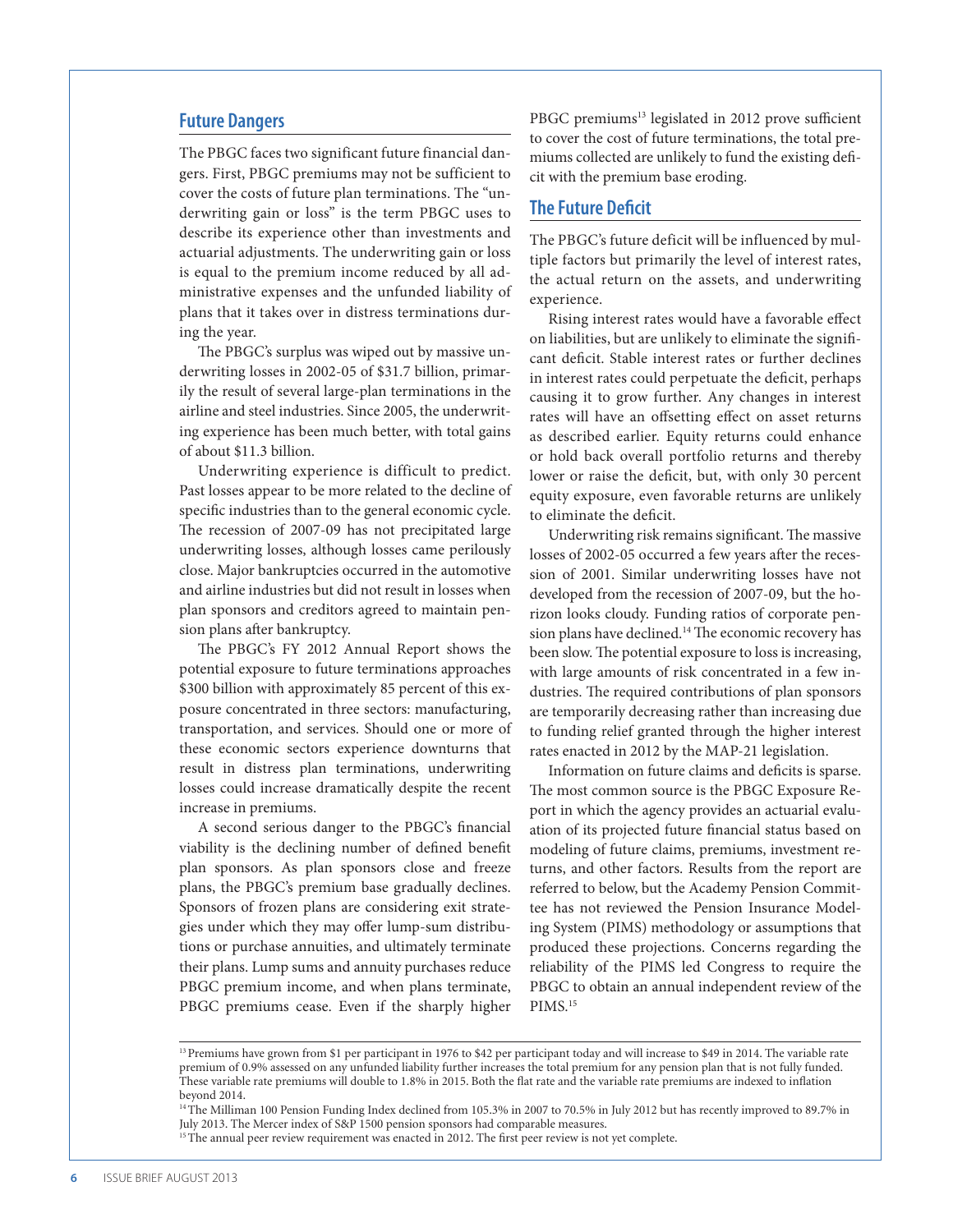## Future Dangers

The PBGC faces two significant future financial dangers. First, PBGC premiums may not be sufficient to cover the costs of future plan terminations. The "underwriting gain or loss" is the term PBGC uses to describe its experience other than investments and actuarial adjustments. The underwriting gain or loss is equal to the premium income reduced by all administrative expenses and the unfunded liability of plans that it takes over in distress terminations during the year.

The PBGC's surplus was wiped out by massive underwriting losses in 2002-05 of $31.7 billion, primarily the result of several large-plan terminations in the airline and steel industries. Since 2005, the underwriting experience has been much better, with total gains of about $11.3 billion.

Underwriting experience is difficult to predict. Past losses appear to be more related to the decline of specific industries than to the general economic cycle. The recession of 2007-09 has not precipitated large underwriting losses, although losses came perilously close. Major bankruptcies occurred in the automotive and airline industries but did not result in losses when plan sponsors and creditors agreed to maintain pension plans after bankruptcy.

The PBGC's FY 2012 Annual Report shows the potential exposure to future terminations approaches $300 billion with approximately 85 percent of this exposure concentrated in three sectors: manufacturing, transportation, and services. Should one or more of these economic sectors experience downturns that result in distress plan terminations, underwriting losses could increase dramatically despite the recent increase in premiums.

A second serious danger to the PBGC's financial viability is the declining number of defined benefit plan sponsors. As plan sponsors close and freeze plans, the PBGC's premium base gradually declines. Sponsors of frozen plans are considering exit strategies under which they may offer lump-sum distributions or purchase annuities, and ultimately terminate their plans. Lump sums and annuity purchases reduce PBGC premium income, and when plans terminate, PBGC premiums cease. Even if the sharply higher PBGC premiums[13] legislated in 2012 prove sufficient to cover the cost of future terminations, the total premiums collected are unlikely to fund the existing deficit with the premium base eroding.

## The Future Deficit

The PBGC's future deficit will be influenced by multiple factors but primarily the level of interest rates, the actual return on the assets, and underwriting experience.

Rising interest rates would have a favorable effect on liabilities, but are unlikely to eliminate the significant deficit. Stable interest rates or further declines in interest rates could perpetuate the deficit, perhaps causing it to grow further. Any changes in interest rates will have an offsetting effect on asset returns as described earlier. Equity returns could enhance or hold back overall portfolio returns and thereby lower or raise the deficit, but, with only 30 percent equity exposure, even favorable returns are unlikely to eliminate the deficit.

Underwriting risk remains significant. The massive losses of 2002-05 occurred a few years after the recession of 2001. Similar underwriting losses have not developed from the recession of 2007-09, but the horizon looks cloudy. Funding ratios of corporate pension plans have declined.[14] The economic recovery has been slow. The potential exposure to loss is increasing, with large amounts of risk concentrated in a few industries. The required contributions of plan sponsors are temporarily decreasing rather than increasing due to funding relief granted through the higher interest rates enacted in 2012 by the MAP-21 legislation.

Information on future claims and deficits is sparse. The most common source is the PBGC Exposure Report in which the agency provides an actuarial evaluation of its projected future financial status based on modeling of future claims, premiums, investment returns, and other factors. Results from the report are referred to below, but the Academy Pension Committee has not reviewed the Pension Insurance Modeling System (PIMS) methodology or assumptions that produced these projections. Concerns regarding the reliability of the PIMS led Congress to require the PBGC to obtain an annual independent review of the PIMS.[15]

---

[13] Premiums have grown from $1 per participant in 1976 to $42 per participant today and will increase to $49 in 2014. The variable rate premium of 0.9% assessed on any unfunded liability further increases the total premium for any pension plan that is not fully funded. These variable rate premiums will double to 1.8% in 2015. Both the flat rate and the variable rate premiums are indexed to inflation beyond 2014.

[14] The Milliman 100 Pension Funding Index declined from 105.3% in 2007 to 70.5% in July 2012 but has recently improved to 89.7% in July 2013. The Mercer index of S&P 1500 pension sponsors had comparable measures.

[15] The annual peer review requirement was enacted in 2012. The first peer review is not yet complete.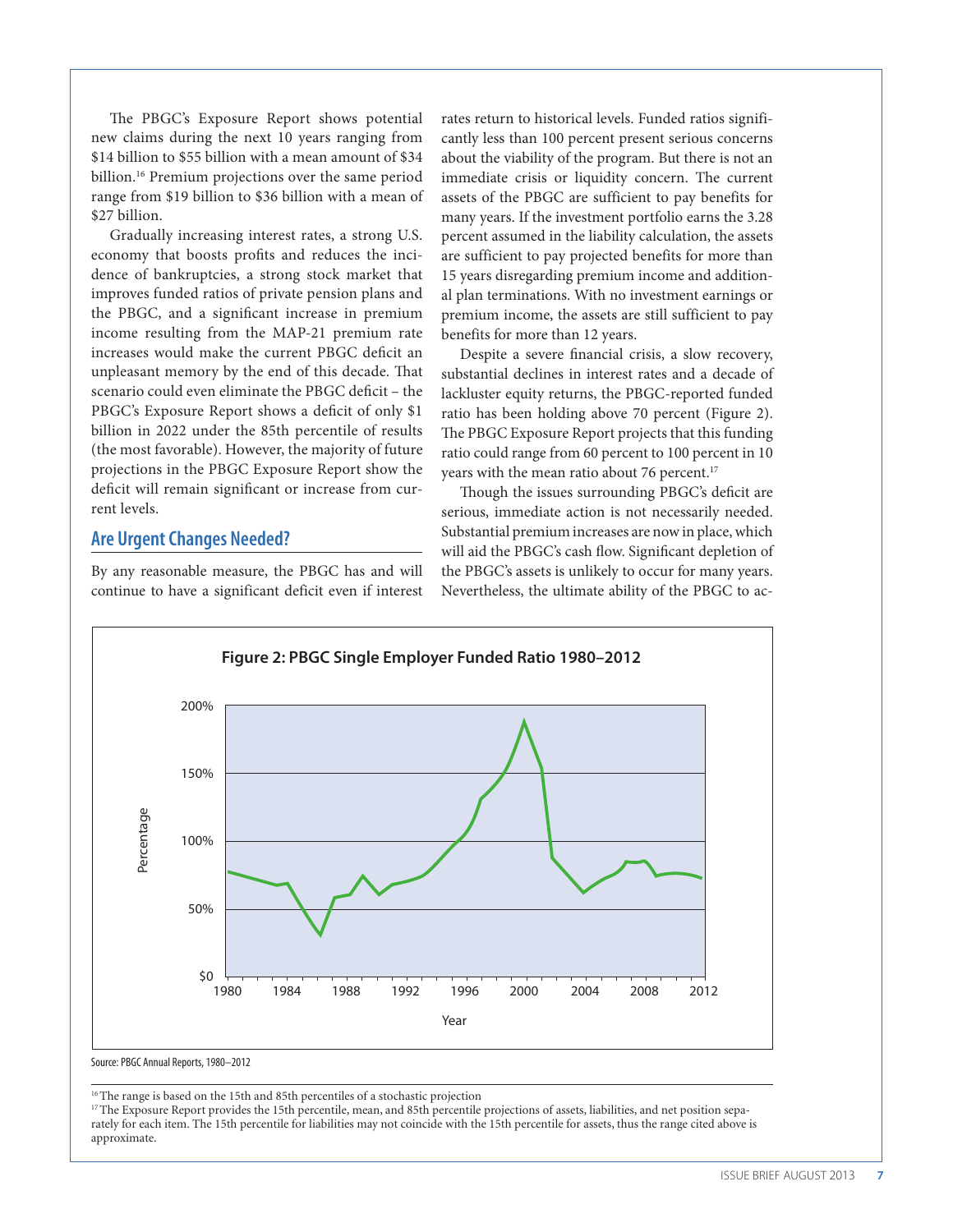The PBGC's Exposure Report shows potential new claims during the next 10 years ranging from $14 billion to $55 billion with a mean amount of $34 billion.[16] Premium projections over the same period range from $19 billion to $36 billion with a mean of $27 billion.

Gradually increasing interest rates, a strong U.S. economy that boosts profits and reduces the incidence of bankruptcies, a strong stock market that improves funded ratios of private pension plans and the PBGC, and a significant increase in premium income resulting from the MAP-21 premium rate increases would make the current PBGC deficit an unpleasant memory by the end of this decade. That scenario could even eliminate the PBGC deficit – the PBGC's Exposure Report shows a deficit of only $1 billion in 2022 under the 85th percentile of results (the most favorable). However, the majority of future projections in the PBGC Exposure Report show the deficit will remain significant or increase from current levels.

## Are Urgent Changes Needed?

By any reasonable measure, the PBGC has and will continue to have a significant deficit even if interest rates return to historical levels. Funded ratios significantly less than 100 percent present serious concerns about the viability of the program. But there is not an immediate crisis or liquidity concern. The current assets of the PBGC are sufficient to pay benefits for many years. If the investment portfolio earns the 3.28 percent assumed in the liability calculation, the assets are sufficient to pay projected benefits for more than 15 years disregarding premium income and additional plan terminations. With no investment earnings or premium income, the assets are still sufficient to pay benefits for more than 12 years.

Despite a severe financial crisis, a slow recovery, substantial declines in interest rates and a decade of lackluster equity returns, the PBGC-reported funded ratio has been holding above 70 percent (Figure 2). The PBGC Exposure Report projects that this funding ratio could range from 60 percent to 100 percent in 10 years with the mean ratio about 76 percent.[17]

Though the issues surrounding PBGC's deficit are serious, immediate action is not necessarily needed. Substantial premium increases are now in place, which will aid the PBGC's cash flow. Significant depletion of the PBGC's assets is unlikely to occur for many years. Nevertheless, the ultimate ability of the PBGC to ac-

**Figure 2: PBGC Single Employer Funded Ratio 1980–2012**

Source: PBGC Annual Reports, 1980–2012

---

[16] The range is based on the 15th and 85th percentiles of a stochastic projection

[17] The Exposure Report provides the 15th percentile, mean, and 85th percentile projections of assets, liabilities, and net position separately for each item. The 15th percentile for liabilities may not coincide with the 15th percentile for assets, thus the range cited above is approximate.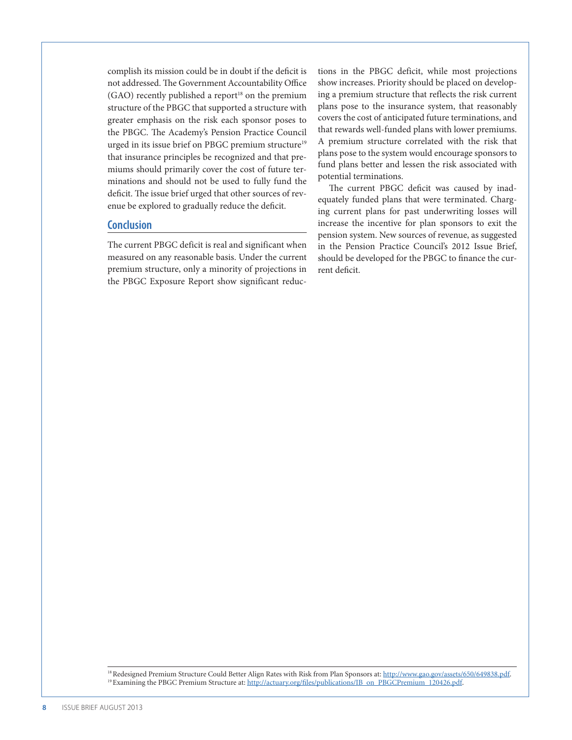complish its mission could be in doubt if the deficit is not addressed. The Government Accountability Office (GAO) recently published a report[18] on the premium structure of the PBGC that supported a structure with greater emphasis on the risk each sponsor poses to the PBGC. The Academy's Pension Practice Council urged in its issue brief on PBGC premium structure[19] that insurance principles be recognized and that premiums should primarily cover the cost of future terminations and should not be used to fully fund the deficit. The issue brief urged that other sources of revenue be explored to gradually reduce the deficit.

## Conclusion

The current PBGC deficit is real and significant when measured on any reasonable basis. Under the current premium structure, only a minority of projections in the PBGC Exposure Report show significant reductions in the PBGC deficit, while most projections show increases. Priority should be placed on developing a premium structure that reflects the risk current plans pose to the insurance system, that reasonably covers the cost of anticipated future terminations, and that rewards well-funded plans with lower premiums. A premium structure correlated with the risk that plans pose to the system would encourage sponsors to fund plans better and lessen the risk associated with potential terminations.

The current PBGC deficit was caused by inadequately funded plans that were terminated. Charging current plans for past underwriting losses will increase the incentive for plan sponsors to exit the pension system. New sources of revenue, as suggested in the Pension Practice Council's 2012 Issue Brief, should be developed for the PBGC to finance the current deficit.

---

[18] Redesigned Premium Structure Could Better Align Rates with Risk from Plan Sponsors at: http://www.gao.gov/assets/650/649838.pdf.

[19] Examining the PBGC Premium Structure at: http://actuary.org/files/publications/IB_on_PBGCPremium_120426.pdf.